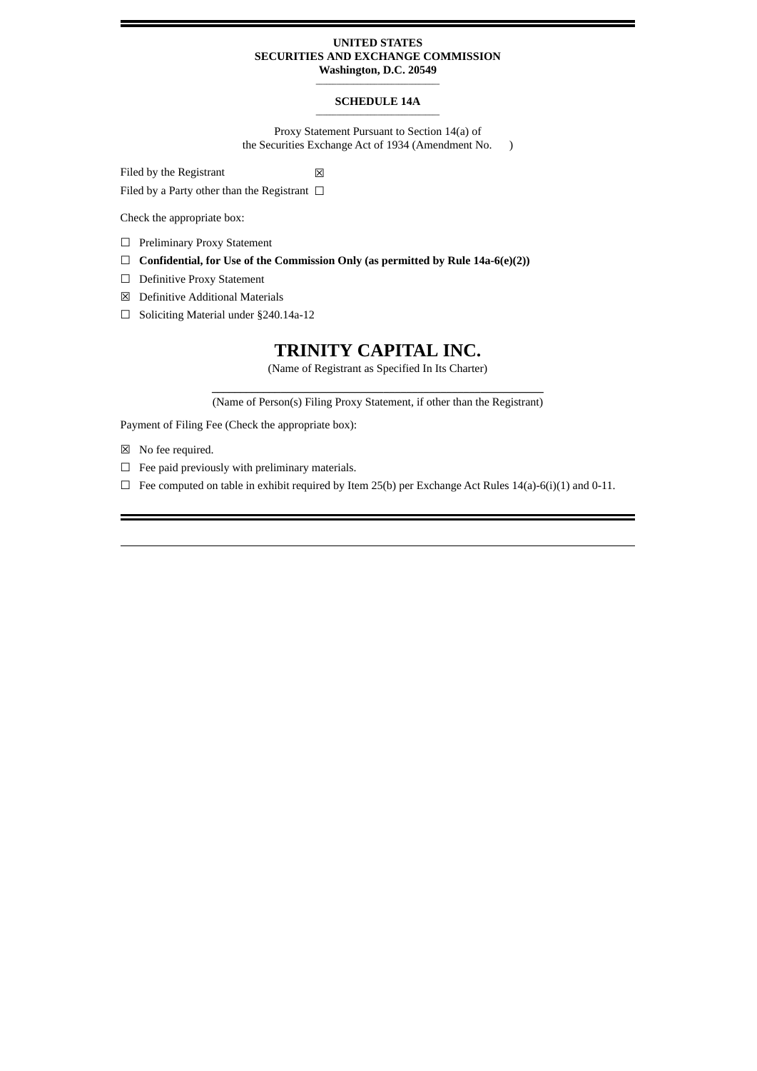**UNITED STATES**
**SECURITIES AND EXCHANGE COMMISSION**
**Washington, D.C. 20549**

**SCHEDULE 14A**

Proxy Statement Pursuant to Section 14(a) of
the Securities Exchange Act of 1934 (Amendment No.     )

Filed by the Registrant ☒

Filed by a Party other than the Registrant ☐

Check the appropriate box:

☐ Preliminary Proxy Statement

☐ **Confidential, for Use of the Commission Only (as permitted by Rule 14a-6(e)(2))**

☐ Definitive Proxy Statement

☒ Definitive Additional Materials

☐ Soliciting Material under §240.14a-12

# TRINITY CAPITAL INC.

(Name of Registrant as Specified In Its Charter)

(Name of Person(s) Filing Proxy Statement, if other than the Registrant)

Payment of Filing Fee (Check the appropriate box):

☒ No fee required.

☐ Fee paid previously with preliminary materials.

☐ Fee computed on table in exhibit required by Item 25(b) per Exchange Act Rules 14(a)-6(i)(1) and 0-11.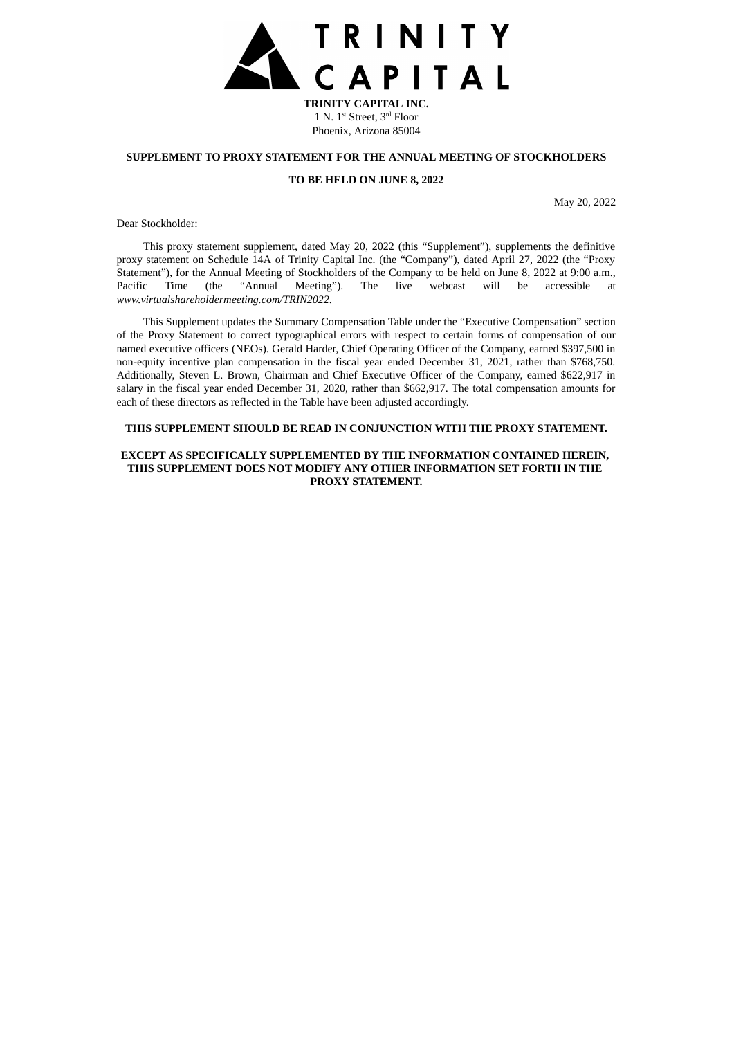**TRINITY CAPITAL INC.**
1 N. 1st Street, 3rd Floor
Phoenix, Arizona 85004

**SUPPLEMENT TO PROXY STATEMENT FOR THE ANNUAL MEETING OF STOCKHOLDERS**

**TO BE HELD ON JUNE 8, 2022**

May 20, 2022

Dear Stockholder:

This proxy statement supplement, dated May 20, 2022 (this "Supplement"), supplements the definitive proxy statement on Schedule 14A of Trinity Capital Inc. (the "Company"), dated April 27, 2022 (the "Proxy Statement"), for the Annual Meeting of Stockholders of the Company to be held on June 8, 2022 at 9:00 a.m., Pacific Time (the "Annual Meeting"). The live webcast will be accessible at *www.virtualshareholdermeeting.com/TRIN2022*.

This Supplement updates the Summary Compensation Table under the "Executive Compensation" section of the Proxy Statement to correct typographical errors with respect to certain forms of compensation of our named executive officers (NEOs). Gerald Harder, Chief Operating Officer of the Company, earned $397,500 in non-equity incentive plan compensation in the fiscal year ended December 31, 2021, rather than $768,750. Additionally, Steven L. Brown, Chairman and Chief Executive Officer of the Company, earned $622,917 in salary in the fiscal year ended December 31, 2020, rather than $662,917. The total compensation amounts for each of these directors as reflected in the Table have been adjusted accordingly.

**THIS SUPPLEMENT SHOULD BE READ IN CONJUNCTION WITH THE PROXY STATEMENT.**

**EXCEPT AS SPECIFICALLY SUPPLEMENTED BY THE INFORMATION CONTAINED HEREIN, THIS SUPPLEMENT DOES NOT MODIFY ANY OTHER INFORMATION SET FORTH IN THE PROXY STATEMENT.**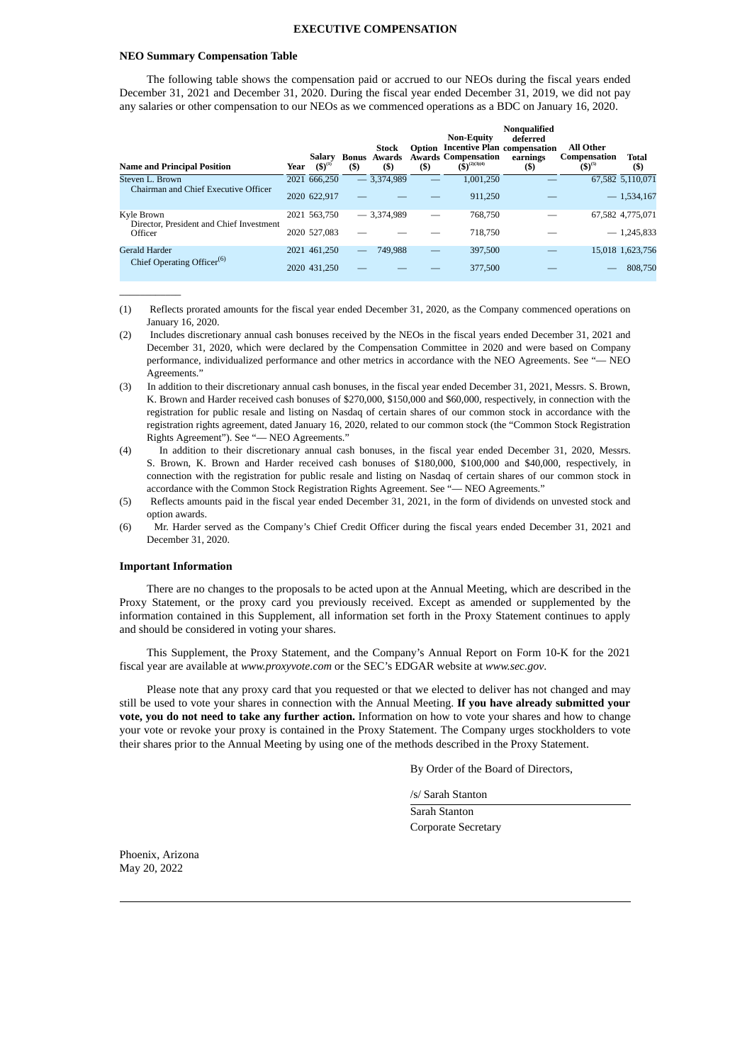## EXECUTIVE COMPENSATION

### NEO Summary Compensation Table

The following table shows the compensation paid or accrued to our NEOs during the fiscal years ended December 31, 2021 and December 31, 2020. During the fiscal year ended December 31, 2019, we did not pay any salaries or other compensation to our NEOs as we commenced operations as a BDC on January 16, 2020.

| Name and Principal Position | Year | Salary ($)[1] | Bonus ($) | Stock Awards ($) | Option Awards ($) | Non-Equity Incentive Plan Compensation ($)[2][3][4] | Nonqualified deferred compensation earnings ($) | All Other Compensation ($)[5] | Total ($) |
|---|---|---|---|---|---|---|---|---|---|
| Steven L. Brown | 2021 | 666,250 | — | 3,374,989 | — | 1,001,250 | — | 67,582 | 5,110,071 |
| Chairman and Chief Executive Officer | 2020 | 622,917 | — | — | — | 911,250 | — | — | 1,534,167 |
| Kyle Brown | 2021 | 563,750 | — | 3,374,989 | — | 768,750 | — | 67,582 | 4,775,071 |
| Director, President and Chief Investment Officer | 2020 | 527,083 | — | — | — | 718,750 | — | — | 1,245,833 |
| Gerald Harder | 2021 | 461,250 | — | 749,988 | — | 397,500 | — | 15,018 | 1,623,756 |
| Chief Operating Officer[6] | 2020 | 431,250 | — | — | — | 377,500 | — | — | 808,750 |

(1) Reflects prorated amounts for the fiscal year ended December 31, 2020, as the Company commenced operations on January 16, 2020.

(2) Includes discretionary annual cash bonuses received by the NEOs in the fiscal years ended December 31, 2021 and December 31, 2020, which were declared by the Compensation Committee in 2020 and were based on Company performance, individualized performance and other metrics in accordance with the NEO Agreements. See "— NEO Agreements."

(3) In addition to their discretionary annual cash bonuses, in the fiscal year ended December 31, 2021, Messrs. S. Brown, K. Brown and Harder received cash bonuses of $270,000, $150,000 and $60,000, respectively, in connection with the registration for public resale and listing on Nasdaq of certain shares of our common stock in accordance with the registration rights agreement, dated January 16, 2020, related to our common stock (the "Common Stock Registration Rights Agreement"). See "— NEO Agreements."

(4) In addition to their discretionary annual cash bonuses, in the fiscal year ended December 31, 2020, Messrs. S. Brown, K. Brown and Harder received cash bonuses of $180,000, $100,000 and $40,000, respectively, in connection with the registration for public resale and listing on Nasdaq of certain shares of our common stock in accordance with the Common Stock Registration Rights Agreement. See "— NEO Agreements."

(5) Reflects amounts paid in the fiscal year ended December 31, 2021, in the form of dividends on unvested stock and option awards.

(6) Mr. Harder served as the Company's Chief Credit Officer during the fiscal years ended December 31, 2021 and December 31, 2020.

### Important Information

There are no changes to the proposals to be acted upon at the Annual Meeting, which are described in the Proxy Statement, or the proxy card you previously received. Except as amended or supplemented by the information contained in this Supplement, all information set forth in the Proxy Statement continues to apply and should be considered in voting your shares.

This Supplement, the Proxy Statement, and the Company's Annual Report on Form 10-K for the 2021 fiscal year are available at *www.proxyvote.com* or the SEC's EDGAR website at *www.sec.gov*.

Please note that any proxy card that you requested or that we elected to deliver has not changed and may still be used to vote your shares in connection with the Annual Meeting. **If you have already submitted your vote, you do not need to take any further action.** Information on how to vote your shares and how to change your vote or revoke your proxy is contained in the Proxy Statement. The Company urges stockholders to vote their shares prior to the Annual Meeting by using one of the methods described in the Proxy Statement.

By Order of the Board of Directors,

/s/ Sarah Stanton

Sarah Stanton
Corporate Secretary

Phoenix, Arizona
May 20, 2022